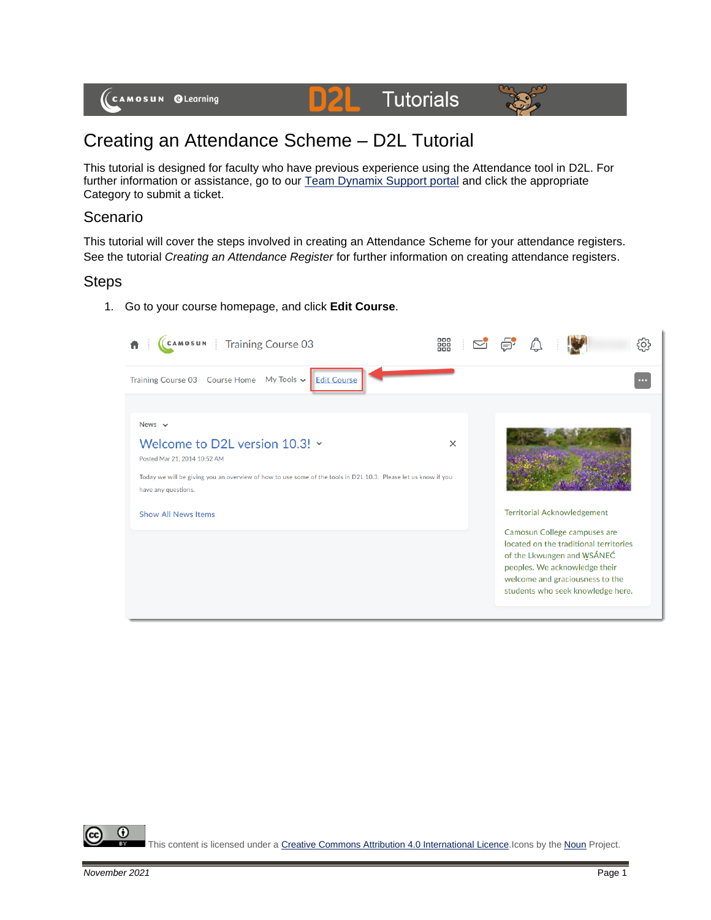# Creating an Attendance Scheme – D2L Tutorial

This tutorial is designed for faculty who have previous experience using the Attendance tool in D2L. For further information or assistance, go to our Team Dynamix Support portal and click the appropriate Category to submit a ticket.

## Scenario

This tutorial will cover the steps involved in creating an Attendance Scheme for your attendance registers. See the tutorial *Creating an Attendance Register* for further information on creating attendance registers.

## Steps

1. Go to your course homepage, and click **Edit Course**.

This content is licensed under a Creative Commons Attribution 4.0 International Licence. Icons by the Noun Project.

*November 2021*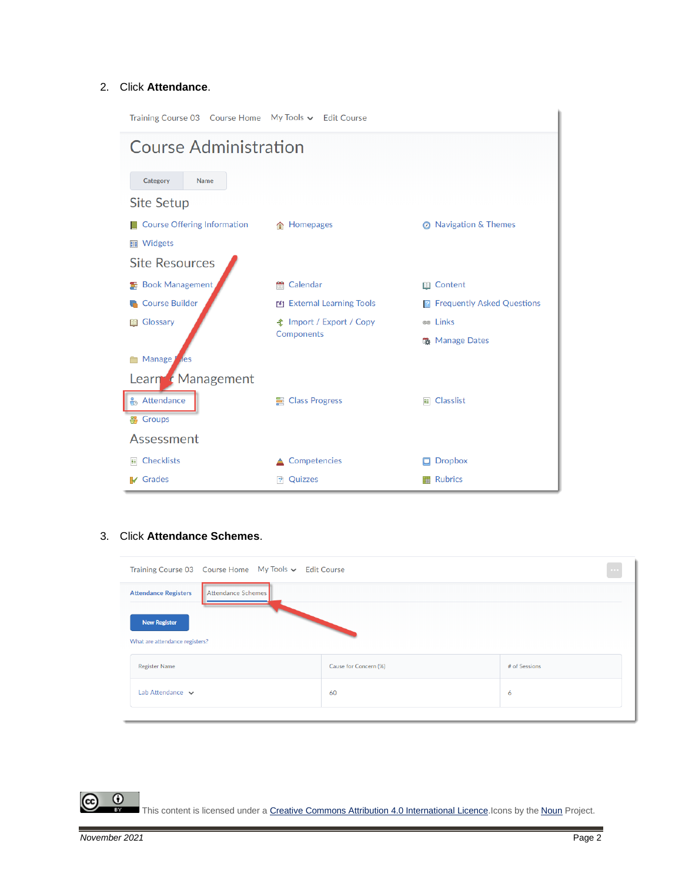2. Click **Attendance**.

3. Click **Attendance Schemes**.

This content is licensed under a [Creative Commons Attribution 4.0 International Licence](). Icons by the [Noun]() Project.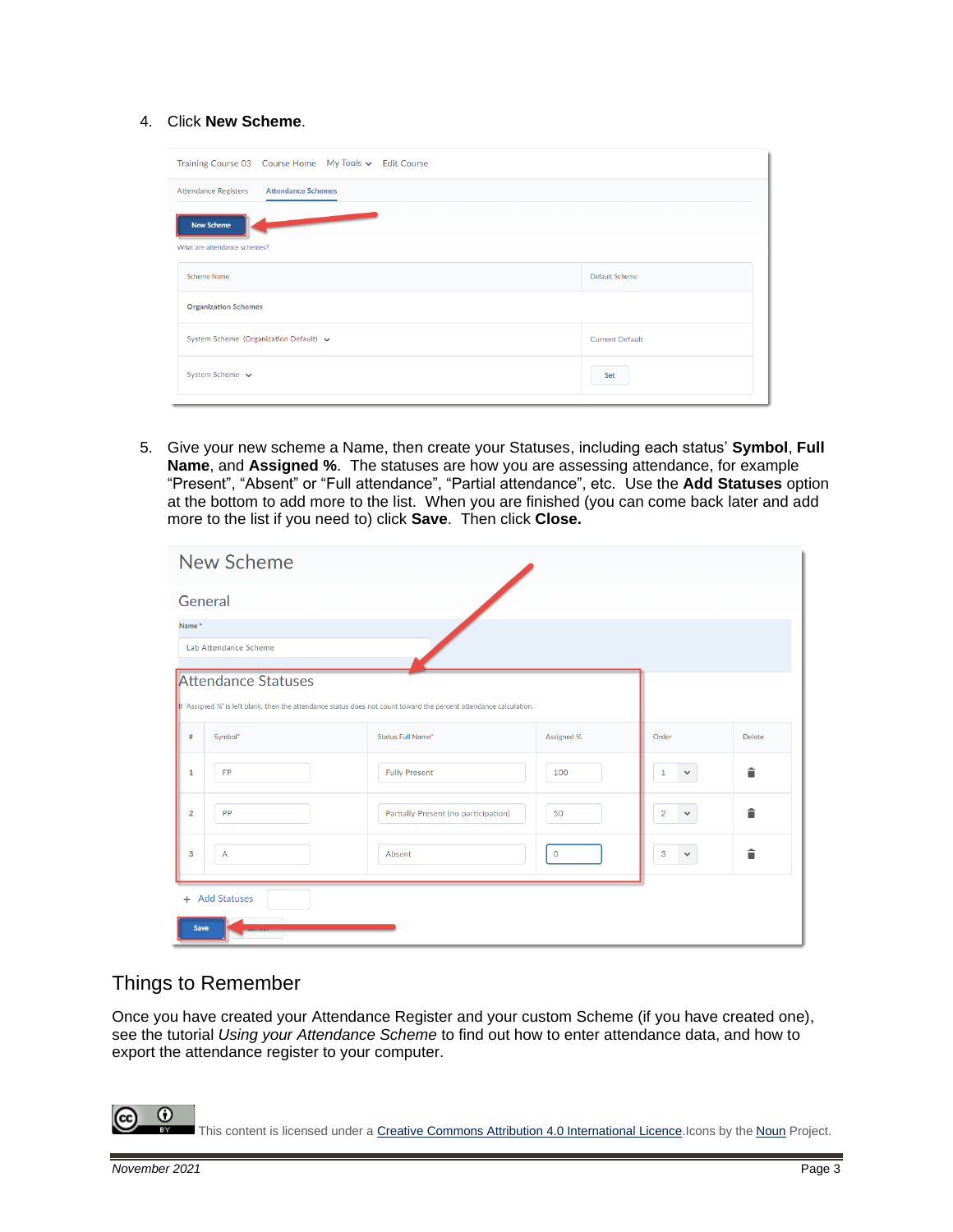4. Click **New Scheme**.

5. Give your new scheme a Name, then create your Statuses, including each status' **Symbol**, **Full Name**, and **Assigned %**. The statuses are how you are assessing attendance, for example "Present", "Absent" or "Full attendance", "Partial attendance", etc. Use the **Add Statuses** option at the bottom to add more to the list. When you are finished (you can come back later and add more to the list if you need to) click **Save**. Then click **Close.**

## Things to Remember

Once you have created your Attendance Register and your custom Scheme (if you have created one), see the tutorial *Using your Attendance Scheme* to find out how to enter attendance data, and how to export the attendance register to your computer.

This content is licensed under a Creative Commons Attribution 4.0 International Licence.Icons by the Noun Project.

November 2021